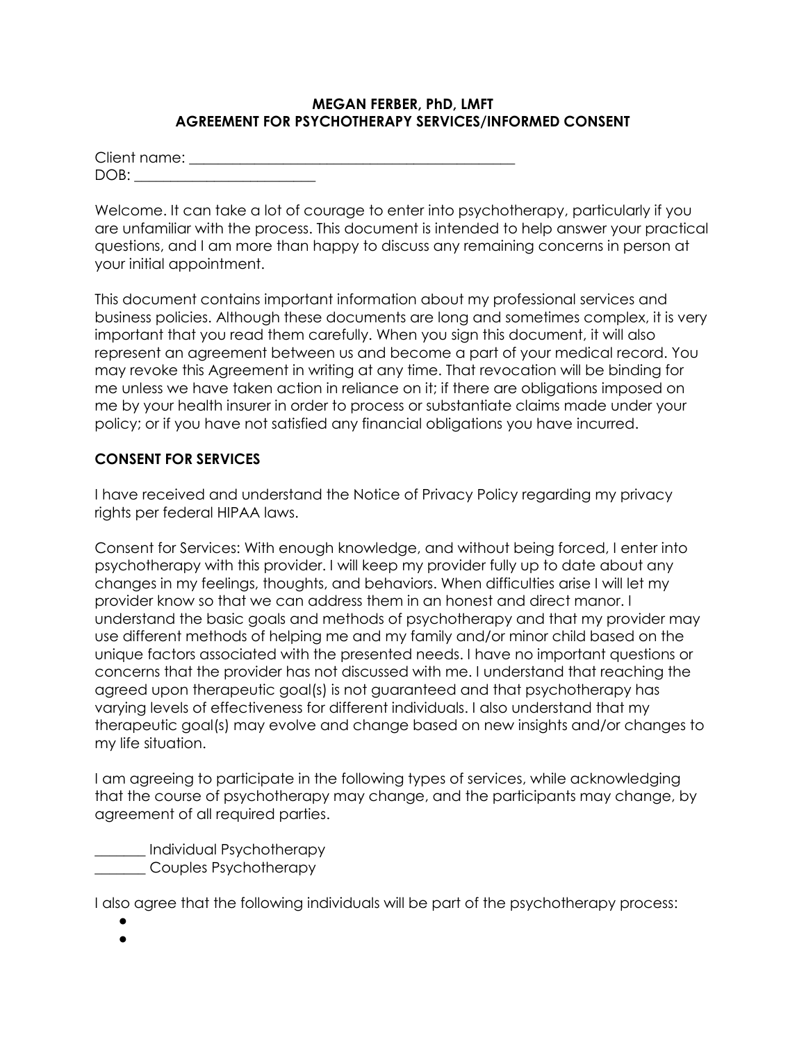**MEGAN FERBER, PhD, LMFT**
**AGREEMENT FOR PSYCHOTHERAPY SERVICES/INFORMED CONSENT**

Client name: _____________________________________________
DOB: _________________________

Welcome. It can take a lot of courage to enter into psychotherapy, particularly if you are unfamiliar with the process. This document is intended to help answer your practical questions, and I am more than happy to discuss any remaining concerns in person at your initial appointment.

This document contains important information about my professional services and business policies. Although these documents are long and sometimes complex, it is very important that you read them carefully. When you sign this document, it will also represent an agreement between us and become a part of your medical record. You may revoke this Agreement in writing at any time. That revocation will be binding for me unless we have taken action in reliance on it; if there are obligations imposed on me by your health insurer in order to process or substantiate claims made under your policy; or if you have not satisfied any financial obligations you have incurred.

**CONSENT FOR SERVICES**

I have received and understand the Notice of Privacy Policy regarding my privacy rights per federal HIPAA laws.

Consent for Services: With enough knowledge, and without being forced, I enter into psychotherapy with this provider. I will keep my provider fully up to date about any changes in my feelings, thoughts, and behaviors. When difficulties arise I will let my provider know so that we can address them in an honest and direct manor. I understand the basic goals and methods of psychotherapy and that my provider may use different methods of helping me and my family and/or minor child based on the unique factors associated with the presented needs. I have no important questions or concerns that the provider has not discussed with me. I understand that reaching the agreed upon therapeutic goal(s) is not guaranteed and that psychotherapy has varying levels of effectiveness for different individuals. I also understand that my therapeutic goal(s) may evolve and change based on new insights and/or changes to my life situation.

I am agreeing to participate in the following types of services, while acknowledging that the course of psychotherapy may change, and the participants may change, by agreement of all required parties.

_______ Individual Psychotherapy
_______ Couples Psychotherapy

I also agree that the following individuals will be part of the psychotherapy process:

- 
-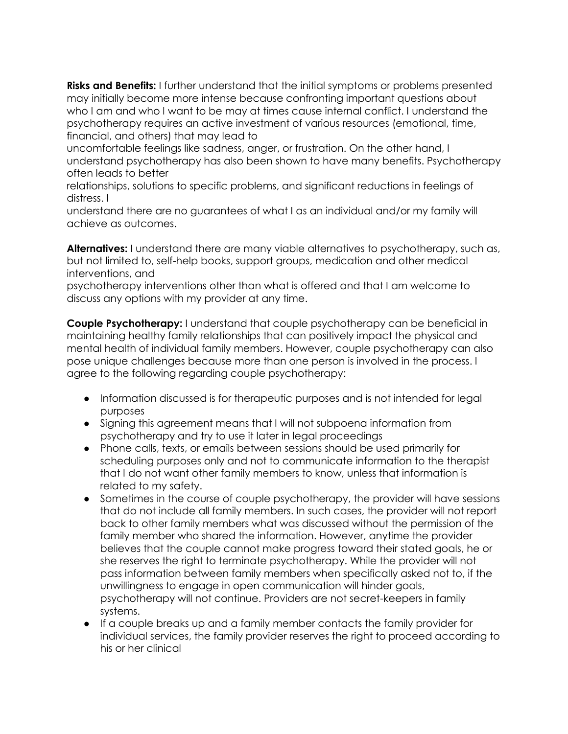**Risks and Benefits:** I further understand that the initial symptoms or problems presented may initially become more intense because confronting important questions about who I am and who I want to be may at times cause internal conflict. I understand the psychotherapy requires an active investment of various resources (emotional, time, financial, and others) that may lead to uncomfortable feelings like sadness, anger, or frustration. On the other hand, I understand psychotherapy has also been shown to have many benefits. Psychotherapy often leads to better relationships, solutions to specific problems, and significant reductions in feelings of distress. I understand there are no guarantees of what I as an individual and/or my family will achieve as outcomes.

**Alternatives:** I understand there are many viable alternatives to psychotherapy, such as, but not limited to, self-help books, support groups, medication and other medical interventions, and psychotherapy interventions other than what is offered and that I am welcome to discuss any options with my provider at any time.

**Couple Psychotherapy:** I understand that couple psychotherapy can be beneficial in maintaining healthy family relationships that can positively impact the physical and mental health of individual family members. However, couple psychotherapy can also pose unique challenges because more than one person is involved in the process. I agree to the following regarding couple psychotherapy:

- Information discussed is for therapeutic purposes and is not intended for legal purposes
- Signing this agreement means that I will not subpoena information from psychotherapy and try to use it later in legal proceedings
- Phone calls, texts, or emails between sessions should be used primarily for scheduling purposes only and not to communicate information to the therapist that I do not want other family members to know, unless that information is related to my safety.
- Sometimes in the course of couple psychotherapy, the provider will have sessions that do not include all family members. In such cases, the provider will not report back to other family members what was discussed without the permission of the family member who shared the information. However, anytime the provider believes that the couple cannot make progress toward their stated goals, he or she reserves the right to terminate psychotherapy. While the provider will not pass information between family members when specifically asked not to, if the unwillingness to engage in open communication will hinder goals, psychotherapy will not continue. Providers are not secret-keepers in family systems.
- If a couple breaks up and a family member contacts the family provider for individual services, the family provider reserves the right to proceed according to his or her clinical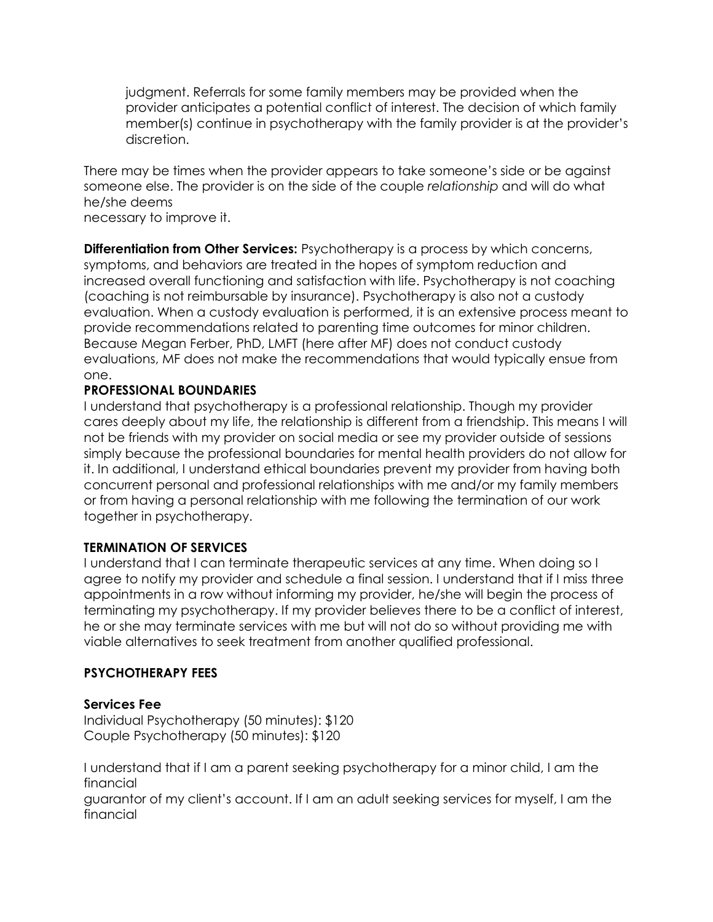judgment. Referrals for some family members may be provided when the provider anticipates a potential conflict of interest. The decision of which family member(s) continue in psychotherapy with the family provider is at the provider's discretion.

There may be times when the provider appears to take someone's side or be against someone else. The provider is on the side of the couple *relationship* and will do what he/she deems necessary to improve it.

**Differentiation from Other Services:** Psychotherapy is a process by which concerns, symptoms, and behaviors are treated in the hopes of symptom reduction and increased overall functioning and satisfaction with life. Psychotherapy is not coaching (coaching is not reimbursable by insurance). Psychotherapy is also not a custody evaluation. When a custody evaluation is performed, it is an extensive process meant to provide recommendations related to parenting time outcomes for minor children. Because Megan Ferber, PhD, LMFT (here after MF) does not conduct custody evaluations, MF does not make the recommendations that would typically ensue from one.

**PROFESSIONAL BOUNDARIES**

I understand that psychotherapy is a professional relationship. Though my provider cares deeply about my life, the relationship is different from a friendship. This means I will not be friends with my provider on social media or see my provider outside of sessions simply because the professional boundaries for mental health providers do not allow for it. In additional, I understand ethical boundaries prevent my provider from having both concurrent personal and professional relationships with me and/or my family members or from having a personal relationship with me following the termination of our work together in psychotherapy.

**TERMINATION OF SERVICES**

I understand that I can terminate therapeutic services at any time. When doing so I agree to notify my provider and schedule a final session. I understand that if I miss three appointments in a row without informing my provider, he/she will begin the process of terminating my psychotherapy. If my provider believes there to be a conflict of interest, he or she may terminate services with me but will not do so without providing me with viable alternatives to seek treatment from another qualified professional.

**PSYCHOTHERAPY FEES**

**Services Fee**

Individual Psychotherapy (50 minutes): $120
Couple Psychotherapy (50 minutes): $120

I understand that if I am a parent seeking psychotherapy for a minor child, I am the financial guarantor of my client's account. If I am an adult seeking services for myself, I am the financial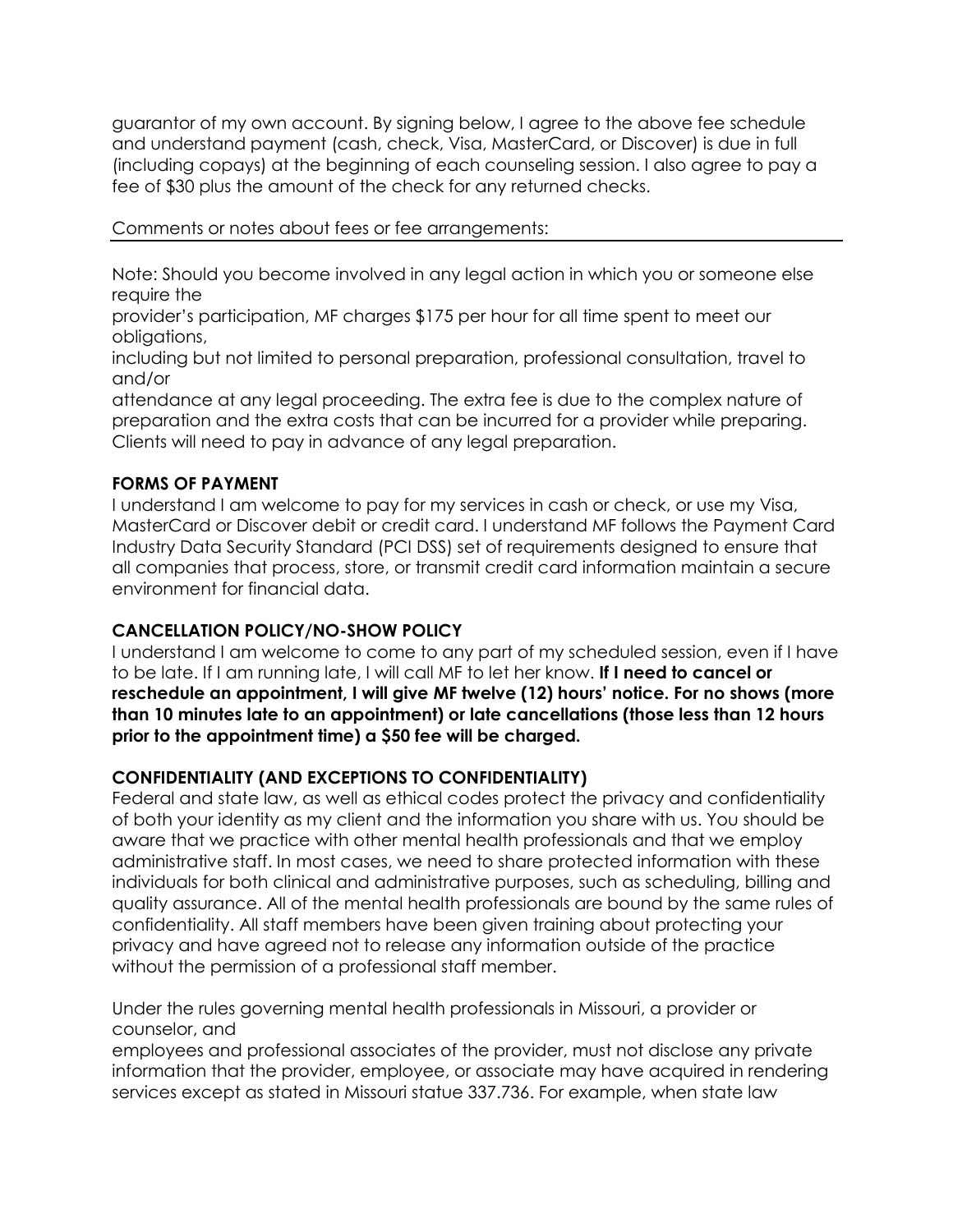guarantor of my own account. By signing below, I agree to the above fee schedule and understand payment (cash, check, Visa, MasterCard, or Discover) is due in full (including copays) at the beginning of each counseling session. I also agree to pay a fee of $30 plus the amount of the check for any returned checks.

Comments or notes about fees or fee arrangements:

---

Note: Should you become involved in any legal action in which you or someone else require the provider's participation, MF charges $175 per hour for all time spent to meet our obligations, including but not limited to personal preparation, professional consultation, travel to and/or attendance at any legal proceeding. The extra fee is due to the complex nature of preparation and the extra costs that can be incurred for a provider while preparing. Clients will need to pay in advance of any legal preparation.

**FORMS OF PAYMENT**

I understand I am welcome to pay for my services in cash or check, or use my Visa, MasterCard or Discover debit or credit card. I understand MF follows the Payment Card Industry Data Security Standard (PCI DSS) set of requirements designed to ensure that all companies that process, store, or transmit credit card information maintain a secure environment for financial data.

**CANCELLATION POLICY/NO-SHOW POLICY**

I understand I am welcome to come to any part of my scheduled session, even if I have to be late. If I am running late, I will call MF to let her know. **If I need to cancel or reschedule an appointment, I will give MF twelve (12) hours' notice. For no shows (more than 10 minutes late to an appointment) or late cancellations (those less than 12 hours prior to the appointment time) a $50 fee will be charged.**

**CONFIDENTIALITY (AND EXCEPTIONS TO CONFIDENTIALITY)**

Federal and state law, as well as ethical codes protect the privacy and confidentiality of both your identity as my client and the information you share with us. You should be aware that we practice with other mental health professionals and that we employ administrative staff. In most cases, we need to share protected information with these individuals for both clinical and administrative purposes, such as scheduling, billing and quality assurance. All of the mental health professionals are bound by the same rules of confidentiality. All staff members have been given training about protecting your privacy and have agreed not to release any information outside of the practice without the permission of a professional staff member.

Under the rules governing mental health professionals in Missouri, a provider or counselor, and employees and professional associates of the provider, must not disclose any private information that the provider, employee, or associate may have acquired in rendering services except as stated in Missouri statue 337.736. For example, when state law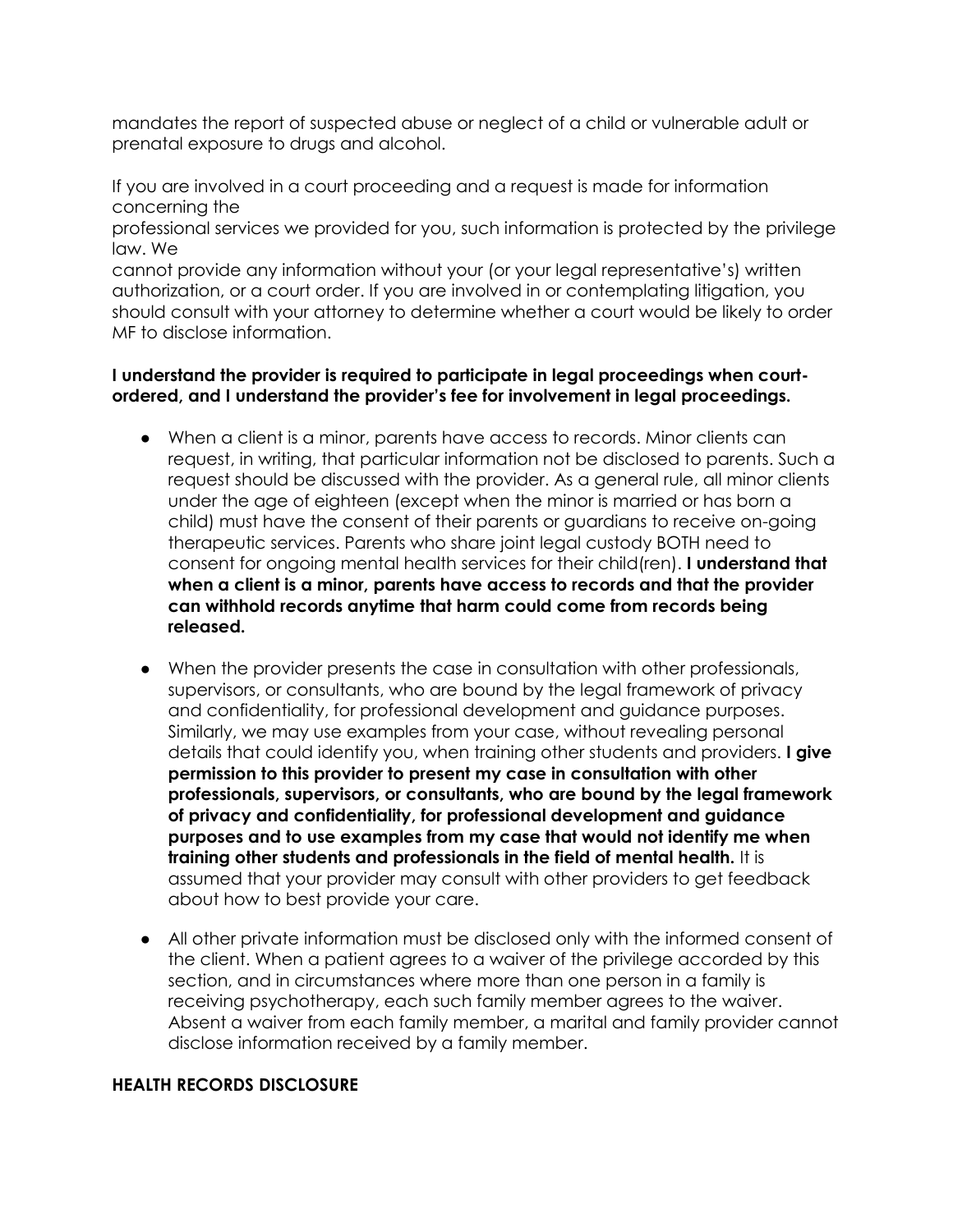mandates the report of suspected abuse or neglect of a child or vulnerable adult or prenatal exposure to drugs and alcohol.

If you are involved in a court proceeding and a request is made for information concerning the professional services we provided for you, such information is protected by the privilege law. We cannot provide any information without your (or your legal representative's) written authorization, or a court order. If you are involved in or contemplating litigation, you should consult with your attorney to determine whether a court would be likely to order MF to disclose information.

**I understand the provider is required to participate in legal proceedings when court-ordered, and I understand the provider's fee for involvement in legal proceedings.**

- When a client is a minor, parents have access to records. Minor clients can request, in writing, that particular information not be disclosed to parents. Such a request should be discussed with the provider. As a general rule, all minor clients under the age of eighteen (except when the minor is married or has born a child) must have the consent of their parents or guardians to receive on-going therapeutic services. Parents who share joint legal custody BOTH need to consent for ongoing mental health services for their child(ren). **I understand that when a client is a minor, parents have access to records and that the provider can withhold records anytime that harm could come from records being released.**

- When the provider presents the case in consultation with other professionals, supervisors, or consultants, who are bound by the legal framework of privacy and confidentiality, for professional development and guidance purposes. Similarly, we may use examples from your case, without revealing personal details that could identify you, when training other students and providers. **I give permission to this provider to present my case in consultation with other professionals, supervisors, or consultants, who are bound by the legal framework of privacy and confidentiality, for professional development and guidance purposes and to use examples from my case that would not identify me when training other students and professionals in the field of mental health.** It is assumed that your provider may consult with other providers to get feedback about how to best provide your care.

- All other private information must be disclosed only with the informed consent of the client. When a patient agrees to a waiver of the privilege accorded by this section, and in circumstances where more than one person in a family is receiving psychotherapy, each such family member agrees to the waiver. Absent a waiver from each family member, a marital and family provider cannot disclose information received by a family member.

**HEALTH RECORDS DISCLOSURE**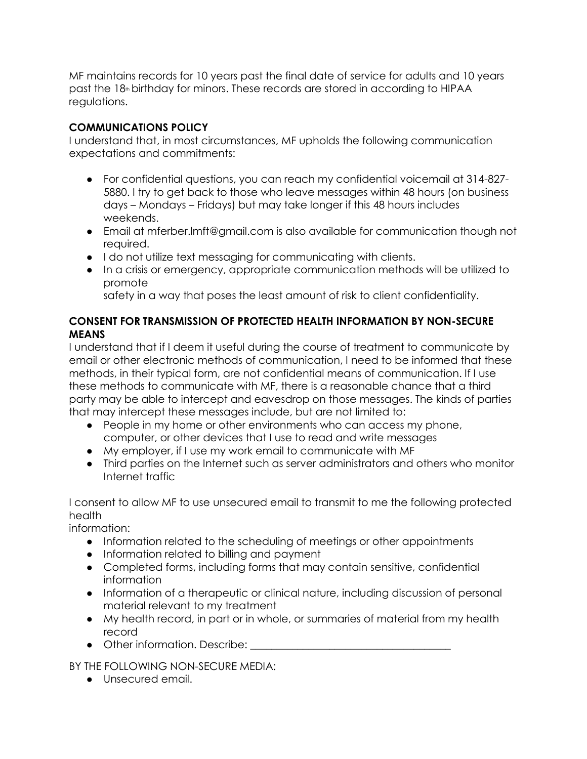MF maintains records for 10 years past the final date of service for adults and 10 years past the 18th birthday for minors. These records are stored in according to HIPAA regulations.

**COMMUNICATIONS POLICY**

I understand that, in most circumstances, MF upholds the following communication expectations and commitments:

- For confidential questions, you can reach my confidential voicemail at 314-827-5880. I try to get back to those who leave messages within 48 hours (on business days – Mondays – Fridays) but may take longer if this 48 hours includes weekends.
- Email at mferber.lmft@gmail.com is also available for communication though not required.
- I do not utilize text messaging for communicating with clients.
- In a crisis or emergency, appropriate communication methods will be utilized to promote
  safety in a way that poses the least amount of risk to client confidentiality.

**CONSENT FOR TRANSMISSION OF PROTECTED HEALTH INFORMATION BY NON-SECURE MEANS**

I understand that if I deem it useful during the course of treatment to communicate by email or other electronic methods of communication, I need to be informed that these methods, in their typical form, are not confidential means of communication. If I use these methods to communicate with MF, there is a reasonable chance that a third party may be able to intercept and eavesdrop on those messages. The kinds of parties that may intercept these messages include, but are not limited to:

- People in my home or other environments who can access my phone, computer, or other devices that I use to read and write messages
- My employer, if I use my work email to communicate with MF
- Third parties on the Internet such as server administrators and others who monitor Internet traffic

I consent to allow MF to use unsecured email to transmit to me the following protected health
information:

- Information related to the scheduling of meetings or other appointments
- Information related to billing and payment
- Completed forms, including forms that may contain sensitive, confidential information
- Information of a therapeutic or clinical nature, including discussion of personal material relevant to my treatment
- My health record, in part or in whole, or summaries of material from my health record
- Other information. Describe: ______________________________________

BY THE FOLLOWING NON-SECURE MEDIA:

- Unsecured email.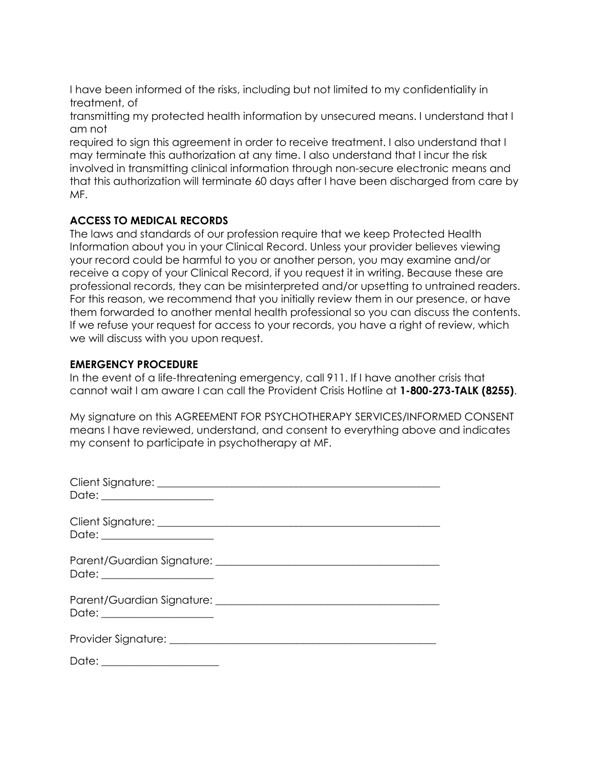I have been informed of the risks, including but not limited to my confidentiality in treatment, of transmitting my protected health information by unsecured means. I understand that I am not required to sign this agreement in order to receive treatment. I also understand that I may terminate this authorization at any time. I also understand that I incur the risk involved in transmitting clinical information through non-secure electronic means and that this authorization will terminate 60 days after I have been discharged from care by MF.

**ACCESS TO MEDICAL RECORDS**

The laws and standards of our profession require that we keep Protected Health Information about you in your Clinical Record. Unless your provider believes viewing your record could be harmful to you or another person, you may examine and/or receive a copy of your Clinical Record, if you request it in writing. Because these are professional records, they can be misinterpreted and/or upsetting to untrained readers. For this reason, we recommend that you initially review them in our presence, or have them forwarded to another mental health professional so you can discuss the contents. If we refuse your request for access to your records, you have a right of review, which we will discuss with you upon request.

**EMERGENCY PROCEDURE**

In the event of a life-threatening emergency, call 911. If I have another crisis that cannot wait I am aware I can call the Provident Crisis Hotline at **1-800-273-TALK (8255)**.

My signature on this AGREEMENT FOR PSYCHOTHERAPY SERVICES/INFORMED CONSENT means I have reviewed, understand, and consent to everything above and indicates my consent to participate in psychotherapy at MF.

Client Signature: ______________________________________________________
Date: ____________________

Client Signature: ______________________________________________________
Date: ____________________

Parent/Guardian Signature: _________________________________________
Date: ____________________

Parent/Guardian Signature: _________________________________________
Date: ____________________

Provider Signature: ___________________________________________________

Date: _____________________